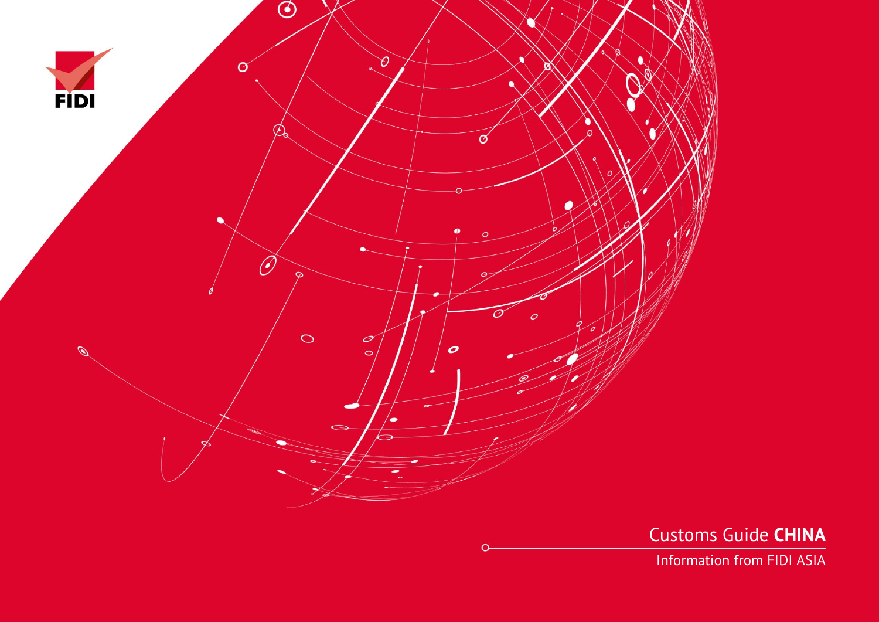FIDI

# Customs Guide **CHINA**

Information from FIDI ASIA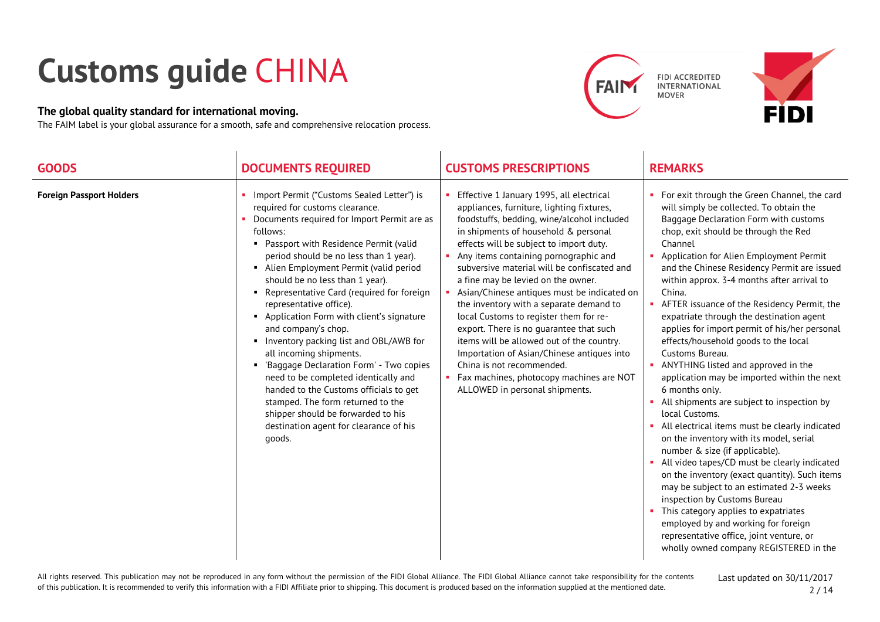# Customs guide CHINA

**The global quality standard for international moving.**
The FAIM label is your global assurance for a smooth, safe and comprehensive relocation process.

FIDI ACCREDITED INTERNATIONAL MOVER

| GOODS | DOCUMENTS REQUIRED | CUSTOMS PRESCRIPTIONS | REMARKS |
|---|---|---|---|
| **Foreign Passport Holders** | ▪ Import Permit ("Customs Sealed Letter") is required for customs clearance.<br>▪ Documents required for Import Permit are as follows:<br>  ▪ Passport with Residence Permit (valid period should be no less than 1 year).<br>  ▪ Alien Employment Permit (valid period should be no less than 1 year).<br>  ▪ Representative Card (required for foreign representative office).<br>  ▪ Application Form with client's signature and company's chop.<br>  ▪ Inventory packing list and OBL/AWB for all incoming shipments.<br>  ▪ 'Baggage Declaration Form' - Two copies need to be completed identically and handed to the Customs officials to get stamped. The form returned to the shipper should be forwarded to his destination agent for clearance of his goods. | ▪ Effective 1 January 1995, all electrical appliances, furniture, lighting fixtures, foodstuffs, bedding, wine/alcohol included in shipments of household & personal effects will be subject to import duty.<br>▪ Any items containing pornographic and subversive material will be confiscated and a fine may be levied on the owner.<br>▪ Asian/Chinese antiques must be indicated on the inventory with a separate demand to local Customs to register them for re-export. There is no guarantee that such items will be allowed out of the country. Importation of Asian/Chinese antiques into China is not recommended.<br>▪ Fax machines, photocopy machines are NOT ALLOWED in personal shipments. | ▪ For exit through the Green Channel, the card will simply be collected. To obtain the Baggage Declaration Form with customs chop, exit should be through the Red Channel<br>▪ Application for Alien Employment Permit and the Chinese Residency Permit are issued within approx. 3-4 months after arrival to China.<br>▪ AFTER issuance of the Residency Permit, the expatriate through the destination agent applies for import permit of his/her personal effects/household goods to the local Customs Bureau.<br>▪ ANYTHING listed and approved in the application may be imported within the next 6 months only.<br>▪ All shipments are subject to inspection by local Customs.<br>▪ All electrical items must be clearly indicated on the inventory with its model, serial number & size (if applicable).<br>▪ All video tapes/CD must be clearly indicated on the inventory (exact quantity). Such items may be subject to an estimated 2-3 weeks inspection by Customs Bureau<br>▪ This category applies to expatriates employed by and working for foreign representative office, joint venture, or wholly owned company REGISTERED in the |

All rights reserved. This publication may not be reproduced in any form without the permission of the FIDI Global Alliance. The FIDI Global Alliance cannot take responsibility for the contents of this publication. It is recommended to verify this information with a FIDI Affiliate prior to shipping. This document is produced based on the information supplied at the mentioned date.

Last updated on 30/11/2017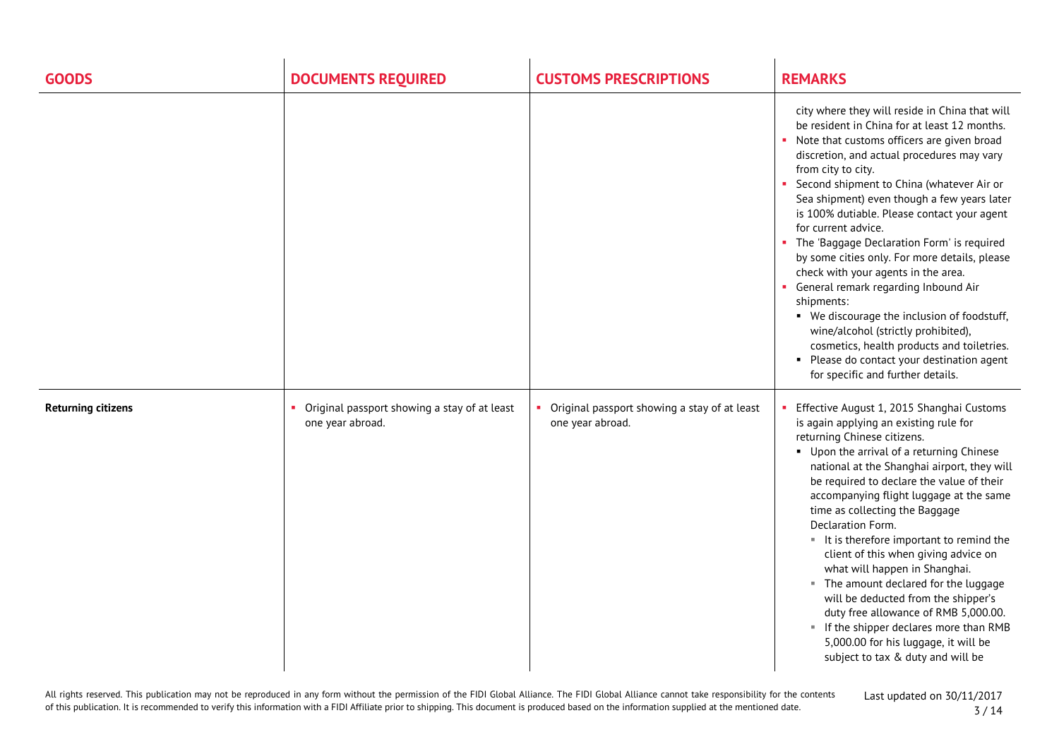| GOODS | DOCUMENTS REQUIRED | CUSTOMS PRESCRIPTIONS | REMARKS |
|---|---|---|---|
| | | | city where they will reside in China that will be resident in China for at least 12 months.<br>• Note that customs officers are given broad discretion, and actual procedures may vary from city to city.<br>• Second shipment to China (whatever Air or Sea shipment) even though a few years later is 100% dutiable. Please contact your agent for current advice.<br>• The 'Baggage Declaration Form' is required by some cities only. For more details, please check with your agents in the area.<br>• General remark regarding Inbound Air shipments:<br>&nbsp;&nbsp;▪ We discourage the inclusion of foodstuff, wine/alcohol (strictly prohibited), cosmetics, health products and toiletries.<br>&nbsp;&nbsp;▪ Please do contact your destination agent for specific and further details. |
| **Returning citizens** | • Original passport showing a stay of at least one year abroad. | • Original passport showing a stay of at least one year abroad. | • Effective August 1, 2015 Shanghai Customs is again applying an existing rule for returning Chinese citizens.<br>&nbsp;&nbsp;▪ Upon the arrival of a returning Chinese national at the Shanghai airport, they will be required to declare the value of their accompanying flight luggage at the same time as collecting the Baggage Declaration Form.<br>&nbsp;&nbsp;&nbsp;&nbsp;▪ It is therefore important to remind the client of this when giving advice on what will happen in Shanghai.<br>&nbsp;&nbsp;&nbsp;&nbsp;▪ The amount declared for the luggage will be deducted from the shipper's duty free allowance of RMB 5,000.00.<br>&nbsp;&nbsp;&nbsp;&nbsp;▪ If the shipper declares more than RMB 5,000.00 for his luggage, it will be subject to tax & duty and will be |

All rights reserved. This publication may not be reproduced in any form without the permission of the FIDI Global Alliance. The FIDI Global Alliance cannot take responsibility for the contents of this publication. It is recommended to verify this information with a FIDI Affiliate prior to shipping. This document is produced based on the information supplied at the mentioned date.

Last updated on 30/11/2017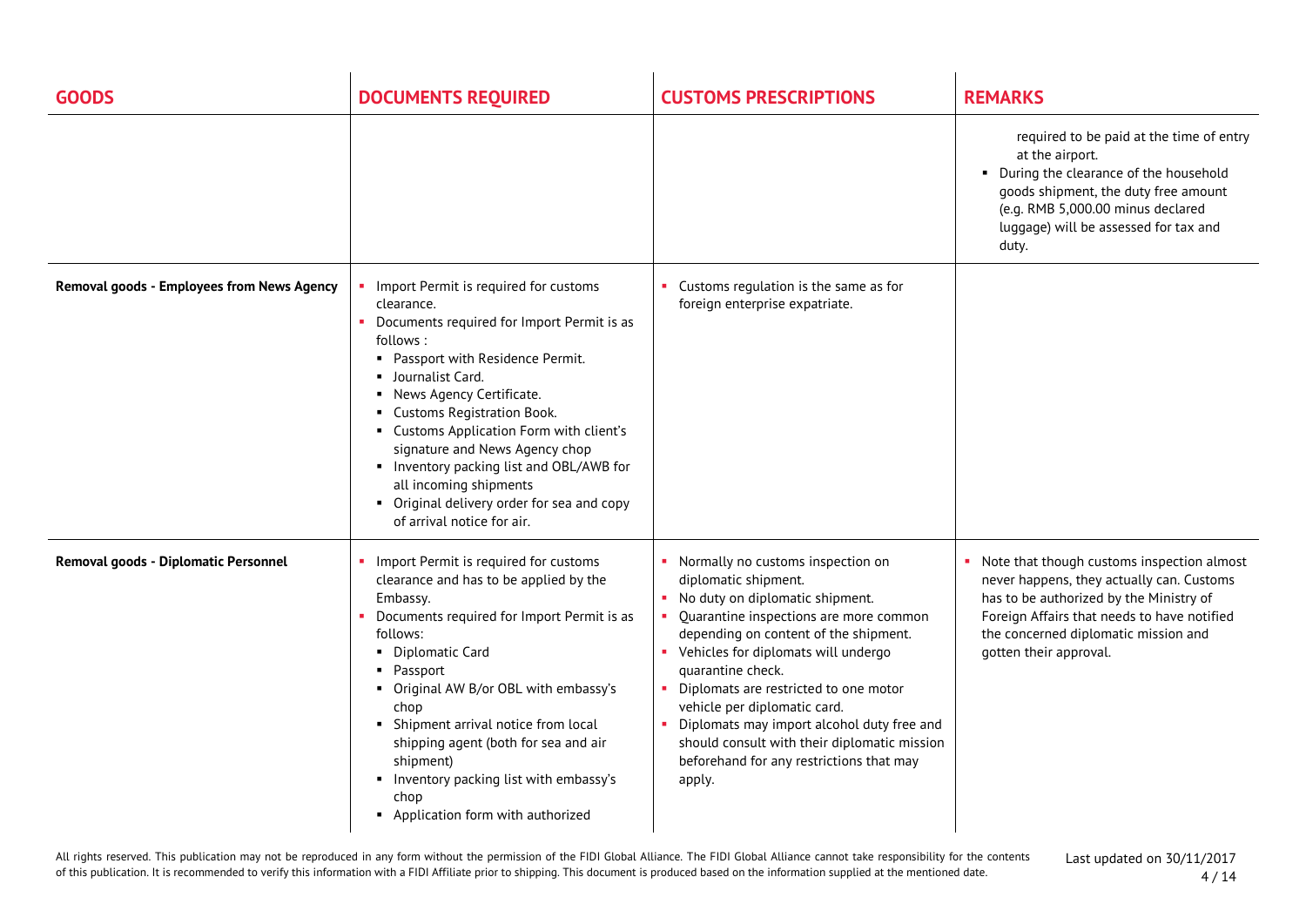| GOODS | DOCUMENTS REQUIRED | CUSTOMS PRESCRIPTIONS | REMARKS |
|---|---|---|---|
| | | | required to be paid at the time of entry at the airport.<br>▪ During the clearance of the household goods shipment, the duty free amount (e.g. RMB 5,000.00 minus declared luggage) will be assessed for tax and duty. |
| **Removal goods - Employees from News Agency** | ▪ Import Permit is required for customs clearance.<br>▪ Documents required for Import Permit is as follows :<br>▪ Passport with Residence Permit.<br>▪ Journalist Card.<br>▪ News Agency Certificate.<br>▪ Customs Registration Book.<br>▪ Customs Application Form with client's signature and News Agency chop<br>▪ Inventory packing list and OBL/AWB for all incoming shipments<br>▪ Original delivery order for sea and copy of arrival notice for air. | ▪ Customs regulation is the same as for foreign enterprise expatriate. | |
| **Removal goods - Diplomatic Personnel** | ▪ Import Permit is required for customs clearance and has to be applied by the Embassy.<br>▪ Documents required for Import Permit is as follows:<br>▪ Diplomatic Card<br>▪ Passport<br>▪ Original AW B/or OBL with embassy's chop<br>▪ Shipment arrival notice from local shipping agent (both for sea and air shipment)<br>▪ Inventory packing list with embassy's chop<br>▪ Application form with authorized | ▪ Normally no customs inspection on diplomatic shipment.<br>▪ No duty on diplomatic shipment.<br>▪ Quarantine inspections are more common depending on content of the shipment.<br>▪ Vehicles for diplomats will undergo quarantine check.<br>▪ Diplomats are restricted to one motor vehicle per diplomatic card.<br>▪ Diplomats may import alcohol duty free and should consult with their diplomatic mission beforehand for any restrictions that may apply. | ▪ Note that though customs inspection almost never happens, they actually can. Customs has to be authorized by the Ministry of Foreign Affairs that needs to have notified the concerned diplomatic mission and gotten their approval. |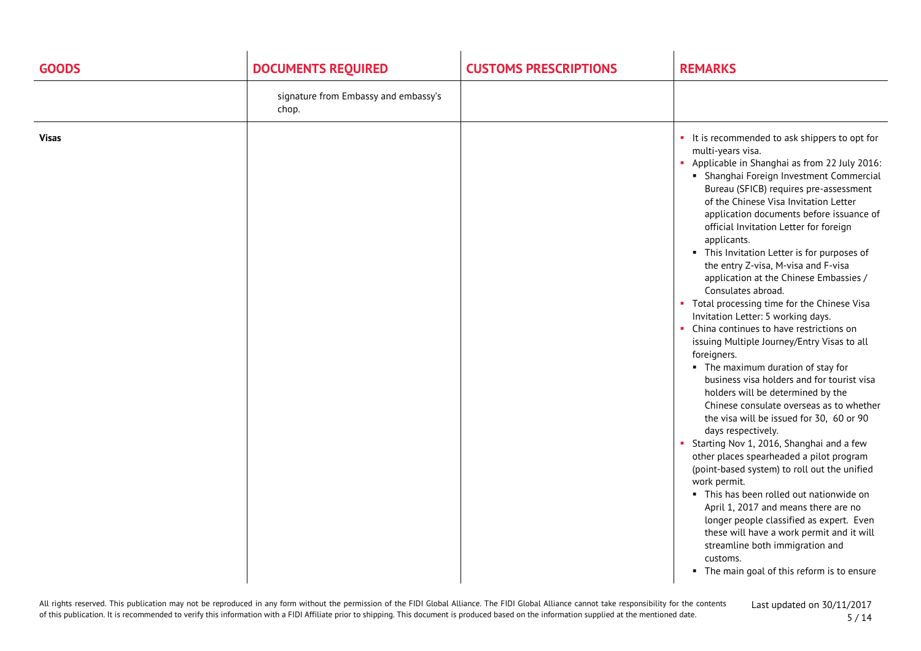| GOODS | DOCUMENTS REQUIRED | CUSTOMS PRESCRIPTIONS | REMARKS |
|---|---|---|---|
| | signature from Embassy and embassy's chop. | | |
| **Visas** | | | ▪ It is recommended to ask shippers to opt for multi-years visa.<br>▪ Applicable in Shanghai as from 22 July 2016:<br>&nbsp;&nbsp;▪ Shanghai Foreign Investment Commercial Bureau (SFICB) requires pre-assessment of the Chinese Visa Invitation Letter application documents before issuance of official Invitation Letter for foreign applicants.<br>&nbsp;&nbsp;▪ This Invitation Letter is for purposes of the entry Z-visa, M-visa and F-visa application at the Chinese Embassies / Consulates abroad.<br>▪ Total processing time for the Chinese Visa Invitation Letter: 5 working days.<br>▪ China continues to have restrictions on issuing Multiple Journey/Entry Visas to all foreigners.<br>&nbsp;&nbsp;▪ The maximum duration of stay for business visa holders and for tourist visa holders will be determined by the Chinese consulate overseas as to whether the visa will be issued for 30, 60 or 90 days respectively.<br>▪ Starting Nov 1, 2016, Shanghai and a few other places spearheaded a pilot program (point-based system) to roll out the unified work permit.<br>&nbsp;&nbsp;▪ This has been rolled out nationwide on April 1, 2017 and means there are no longer people classified as expert. Even these will have a work permit and it will streamline both immigration and customs.<br>&nbsp;&nbsp;▪ The main goal of this reform is to ensure |

All rights reserved. This publication may not be reproduced in any form without the permission of the FIDI Global Alliance. The FIDI Global Alliance cannot take responsibility for the contents of this publication. It is recommended to verify this information with a FIDI Affiliate prior to shipping. This document is produced based on the information supplied at the mentioned date.

Last updated on 30/11/2017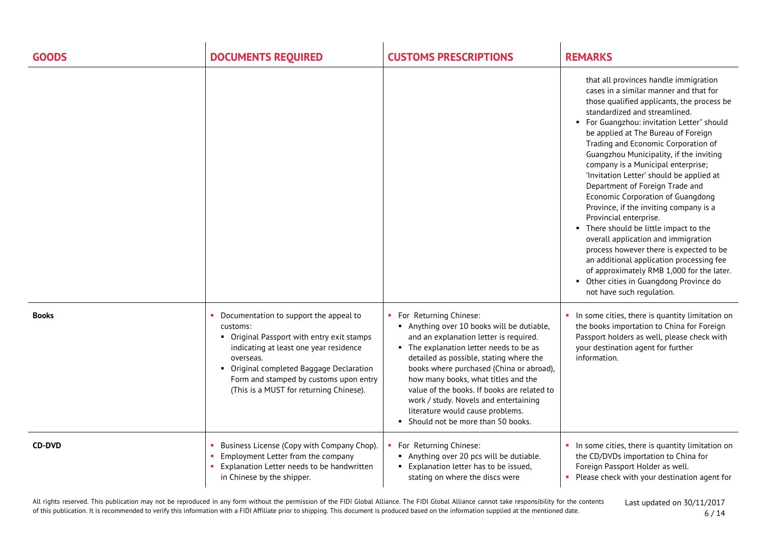| GOODS | DOCUMENTS REQUIRED | CUSTOMS PRESCRIPTIONS | REMARKS |
|---|---|---|---|
| | | | that all provinces handle immigration cases in a similar manner and that for those qualified applicants, the process be standardized and streamlined.<br>▪ For Guangzhou: invitation Letter" should be applied at The Bureau of Foreign Trading and Economic Corporation of Guangzhou Municipality, if the inviting company is a Municipal enterprise; 'Invitation Letter' should be applied at Department of Foreign Trade and Economic Corporation of Guangdong Province, if the inviting company is a Provincial enterprise.<br>▪ There should be little impact to the overall application and immigration process however there is expected to be an additional application processing fee of approximately RMB 1,000 for the later.<br>▪ Other cities in Guangdong Province do not have such regulation. |
| **Books** | ▪ Documentation to support the appeal to customs:<br>▪ Original Passport with entry exit stamps indicating at least one year residence overseas.<br>▪ Original completed Baggage Declaration Form and stamped by customs upon entry (This is a MUST for returning Chinese). | ▪ For Returning Chinese:<br>▪ Anything over 10 books will be dutiable, and an explanation letter is required.<br>▪ The explanation letter needs to be as detailed as possible, stating where the books where purchased (China or abroad), how many books, what titles and the value of the books. If books are related to work / study. Novels and entertaining literature would cause problems.<br>▪ Should not be more than 50 books. | ▪ In some cities, there is quantity limitation on the books importation to China for Foreign Passport holders as well, please check with your destination agent for further information. |
| **CD-DVD** | ▪ Business License (Copy with Company Chop).<br>▪ Employment Letter from the company<br>▪ Explanation Letter needs to be handwritten in Chinese by the shipper. | ▪ For Returning Chinese:<br>▪ Anything over 20 pcs will be dutiable.<br>▪ Explanation letter has to be issued, stating on where the discs were | ▪ In some cities, there is quantity limitation on the CD/DVDs importation to China for Foreign Passport Holder as well.<br>▪ Please check with your destination agent for |

All rights reserved. This publication may not be reproduced in any form without the permission of the FIDI Global Alliance. The FIDI Global Alliance cannot take responsibility for the contents of this publication. It is recommended to verify this information with a FIDI Affiliate prior to shipping. This document is produced based on the information supplied at the mentioned date.

Last updated on 30/11/2017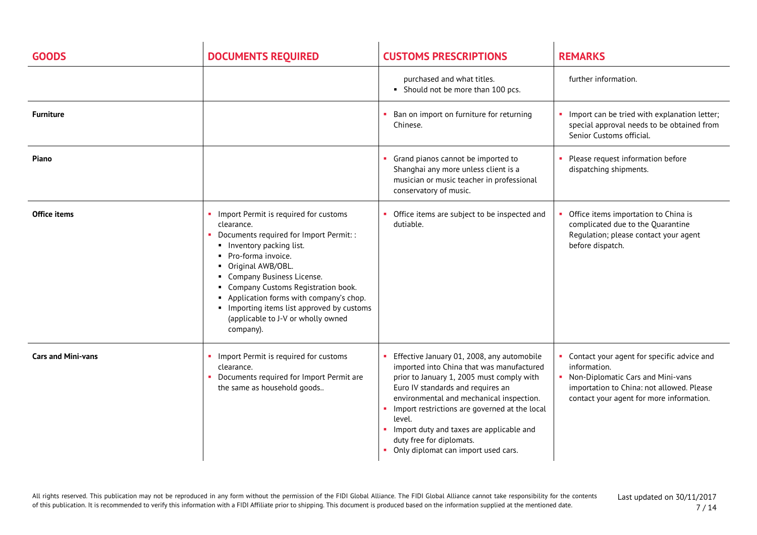| GOODS | DOCUMENTS REQUIRED | CUSTOMS PRESCRIPTIONS | REMARKS |
|---|---|---|---|
| | | purchased and what titles.<br>▪ Should not be more than 100 pcs. | further information. |
| **Furniture** | | ▪ Ban on import on furniture for returning Chinese. | ▪ Import can be tried with explanation letter; special approval needs to be obtained from Senior Customs official. |
| **Piano** | | ▪ Grand pianos cannot be imported to Shanghai any more unless client is a musician or music teacher in professional conservatory of music. | ▪ Please request information before dispatching shipments. |
| **Office items** | ▪ Import Permit is required for customs clearance.<br>▪ Documents required for Import Permit: :<br>▪ Inventory packing list.<br>▪ Pro-forma invoice.<br>▪ Original AWB/OBL.<br>▪ Company Business License.<br>▪ Company Customs Registration book.<br>▪ Application forms with company's chop.<br>▪ Importing items list approved by customs (applicable to J-V or wholly owned company). | ▪ Office items are subject to be inspected and dutiable. | ▪ Office items importation to China is complicated due to the Quarantine Regulation; please contact your agent before dispatch. |
| **Cars and Mini-vans** | ▪ Import Permit is required for customs clearance.<br>▪ Documents required for Import Permit are the same as household goods.. | ▪ Effective January 01, 2008, any automobile imported into China that was manufactured prior to January 1, 2005 must comply with Euro IV standards and requires an environmental and mechanical inspection.<br>▪ Import restrictions are governed at the local level.<br>▪ Import duty and taxes are applicable and duty free for diplomats.<br>▪ Only diplomat can import used cars. | ▪ Contact your agent for specific advice and information.<br>▪ Non-Diplomatic Cars and Mini-vans importation to China: not allowed. Please contact your agent for more information. |

All rights reserved. This publication may not be reproduced in any form without the permission of the FIDI Global Alliance. The FIDI Global Alliance cannot take responsibility for the contents of this publication. It is recommended to verify this information with a FIDI Affiliate prior to shipping. This document is produced based on the information supplied at the mentioned date.

Last updated on 30/11/2017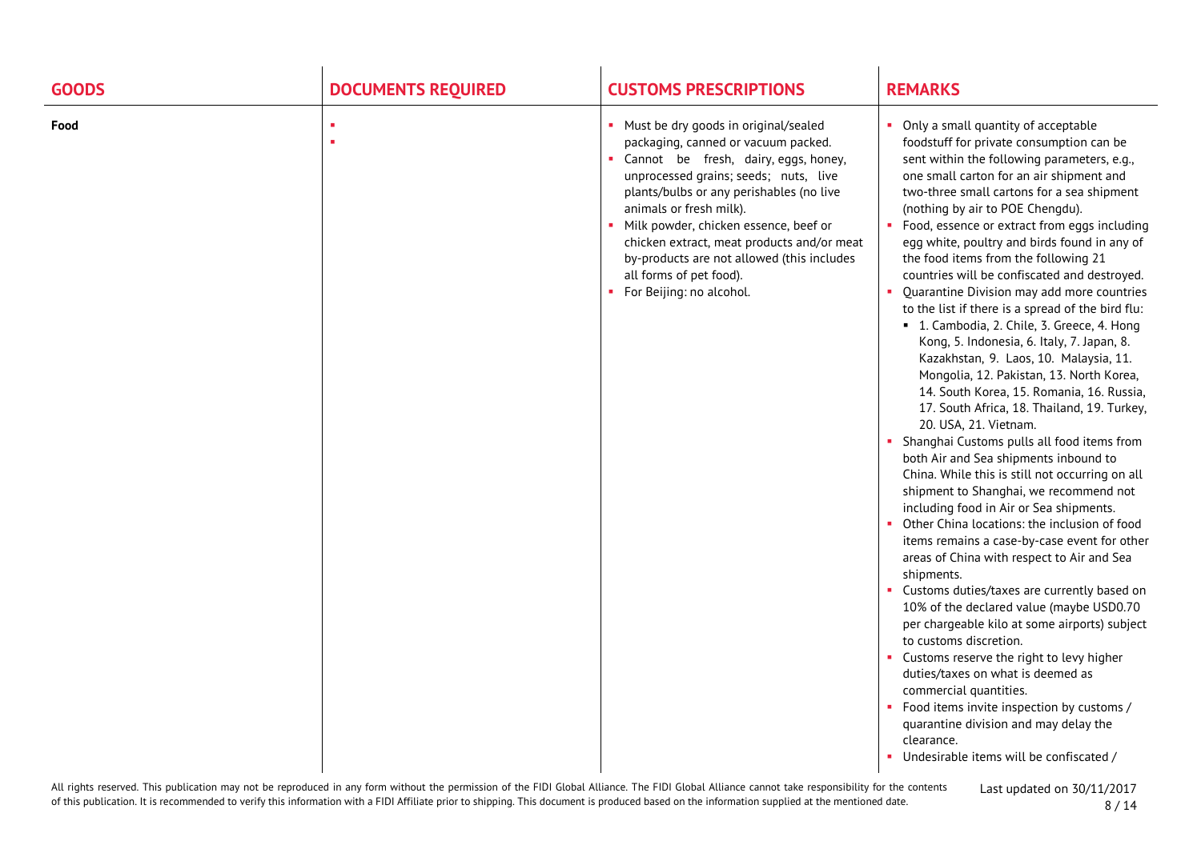| GOODS | DOCUMENTS REQUIRED | CUSTOMS PRESCRIPTIONS | REMARKS |
|---|---|---|---|
| **Food** | ▪<br>▪ | ▪ Must be dry goods in original/sealed packaging, canned or vacuum packed.<br>▪ Cannot be fresh, dairy, eggs, honey, unprocessed grains; seeds; nuts, live plants/bulbs or any perishables (no live animals or fresh milk).<br>▪ Milk powder, chicken essence, beef or chicken extract, meat products and/or meat by-products are not allowed (this includes all forms of pet food).<br>▪ For Beijing: no alcohol. | ▪ Only a small quantity of acceptable foodstuff for private consumption can be sent within the following parameters, e.g., one small carton for an air shipment and two-three small cartons for a sea shipment (nothing by air to POE Chengdu).<br>▪ Food, essence or extract from eggs including egg white, poultry and birds found in any of the food items from the following 21 countries will be confiscated and destroyed.<br>▪ Quarantine Division may add more countries to the list if there is a spread of the bird flu:<br>&nbsp;&nbsp;▪ 1. Cambodia, 2. Chile, 3. Greece, 4. Hong Kong, 5. Indonesia, 6. Italy, 7. Japan, 8. Kazakhstan, 9. Laos, 10. Malaysia, 11. Mongolia, 12. Pakistan, 13. North Korea, 14. South Korea, 15. Romania, 16. Russia, 17. South Africa, 18. Thailand, 19. Turkey, 20. USA, 21. Vietnam.<br>▪ Shanghai Customs pulls all food items from both Air and Sea shipments inbound to China. While this is still not occurring on all shipment to Shanghai, we recommend not including food in Air or Sea shipments.<br>▪ Other China locations: the inclusion of food items remains a case-by-case event for other areas of China with respect to Air and Sea shipments.<br>▪ Customs duties/taxes are currently based on 10% of the declared value (maybe USD0.70 per chargeable kilo at some airports) subject to customs discretion.<br>▪ Customs reserve the right to levy higher duties/taxes on what is deemed as commercial quantities.<br>▪ Food items invite inspection by customs / quarantine division and may delay the clearance.<br>▪ Undesirable items will be confiscated / |

All rights reserved. This publication may not be reproduced in any form without the permission of the FIDI Global Alliance. The FIDI Global Alliance cannot take responsibility for the contents of this publication. It is recommended to verify this information with a FIDI Affiliate prior to shipping. This document is produced based on the information supplied at the mentioned date.

Last updated on 30/11/2017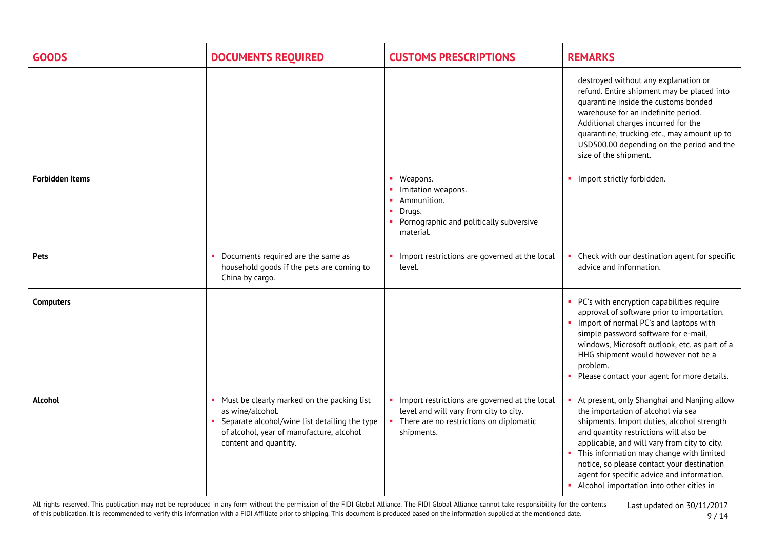| GOODS | DOCUMENTS REQUIRED | CUSTOMS PRESCRIPTIONS | REMARKS |
|---|---|---|---|
| | | | destroyed without any explanation or refund. Entire shipment may be placed into quarantine inside the customs bonded warehouse for an indefinite period. Additional charges incurred for the quarantine, trucking etc., may amount up to USD500.00 depending on the period and the size of the shipment. |
| **Forbidden Items** | | ▪ Weapons.<br>▪ Imitation weapons.<br>▪ Ammunition.<br>▪ Drugs.<br>▪ Pornographic and politically subversive material. | ▪ Import strictly forbidden. |
| **Pets** | ▪ Documents required are the same as household goods if the pets are coming to China by cargo. | ▪ Import restrictions are governed at the local level. | ▪ Check with our destination agent for specific advice and information. |
| **Computers** | | | ▪ PC's with encryption capabilities require approval of software prior to importation.<br>▪ Import of normal PC's and laptops with simple password software for e-mail, windows, Microsoft outlook, etc. as part of a HHG shipment would however not be a problem.<br>▪ Please contact your agent for more details. |
| **Alcohol** | ▪ Must be clearly marked on the packing list as wine/alcohol.<br>▪ Separate alcohol/wine list detailing the type of alcohol, year of manufacture, alcohol content and quantity. | ▪ Import restrictions are governed at the local level and will vary from city to city.<br>▪ There are no restrictions on diplomatic shipments. | ▪ At present, only Shanghai and Nanjing allow the importation of alcohol via sea shipments. Import duties, alcohol strength and quantity restrictions will also be applicable, and will vary from city to city.<br>▪ This information may change with limited notice, so please contact your destination agent for specific advice and information.<br>▪ Alcohol importation into other cities in |

All rights reserved. This publication may not be reproduced in any form without the permission of the FIDI Global Alliance. The FIDI Global Alliance cannot take responsibility for the contents of this publication. It is recommended to verify this information with a FIDI Affiliate prior to shipping. This document is produced based on the information supplied at the mentioned date.

Last updated on 30/11/2017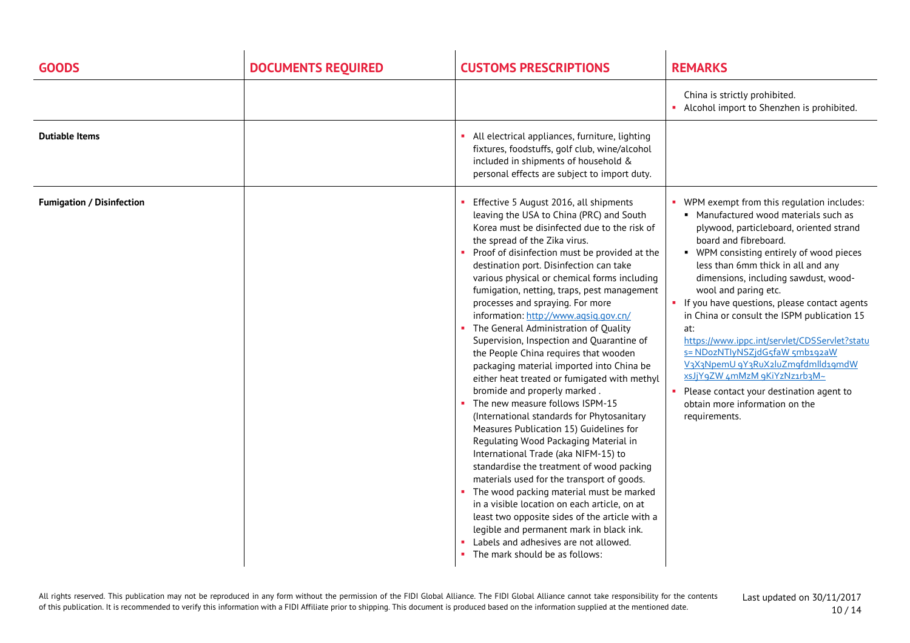| GOODS | DOCUMENTS REQUIRED | CUSTOMS PRESCRIPTIONS | REMARKS |
|---|---|---|---|
| | | | China is strictly prohibited.<br>▪ Alcohol import to Shenzhen is prohibited. |
| **Dutiable Items** | | ▪ All electrical appliances, furniture, lighting fixtures, foodstuffs, golf club, wine/alcohol included in shipments of household & personal effects are subject to import duty. | |
| **Fumigation / Disinfection** | | ▪ Effective 5 August 2016, all shipments leaving the USA to China (PRC) and South Korea must be disinfected due to the risk of the spread of the Zika virus.<br>▪ Proof of disinfection must be provided at the destination port. Disinfection can take various physical or chemical forms including fumigation, netting, traps, pest management processes and spraying. For more information: http://www.aqsiq.gov.cn/<br>▪ The General Administration of Quality Supervision, Inspection and Quarantine of the People China requires that wooden packaging material imported into China be either heat treated or fumigated with methyl bromide and properly marked .<br>▪ The new measure follows ISPM-15 (International standards for Phytosanitary Measures Publication 15) Guidelines for Regulating Wood Packaging Material in International Trade (aka NIFM-15) to standardise the treatment of wood packing materials used for the transport of goods.<br>▪ The wood packing material must be marked in a visible location on each article, on at least two opposite sides of the article with a legible and permanent mark in black ink.<br>▪ Labels and adhesives are not allowed.<br>▪ The mark should be as follows: | ▪ WPM exempt from this regulation includes:<br>&nbsp;&nbsp;▪ Manufactured wood materials such as plywood, particleboard, oriented strand board and fibreboard.<br>&nbsp;&nbsp;▪ WPM consisting entirely of wood pieces less than 6mm thick in all and any dimensions, including sawdust, wood-wool and paring etc.<br>▪ If you have questions, please contact agents in China or consult the ISPM publication 15 at: https://www.ippc.int/servlet/CDSServlet?status=ND0zNTIyNSZjdG5faW5mb192aWV3X3NpemU9Y3RuX2luZm9fdmlld19mdWxsJjY9ZW4mMzM9KiYzNz1rb3M~<br>▪ Please contact your destination agent to obtain more information on the requirements. |

All rights reserved. This publication may not be reproduced in any form without the permission of the FIDI Global Alliance. The FIDI Global Alliance cannot take responsibility for the contents of this publication. It is recommended to verify this information with a FIDI Affiliate prior to shipping. This document is produced based on the information supplied at the mentioned date.

Last updated on 30/11/2017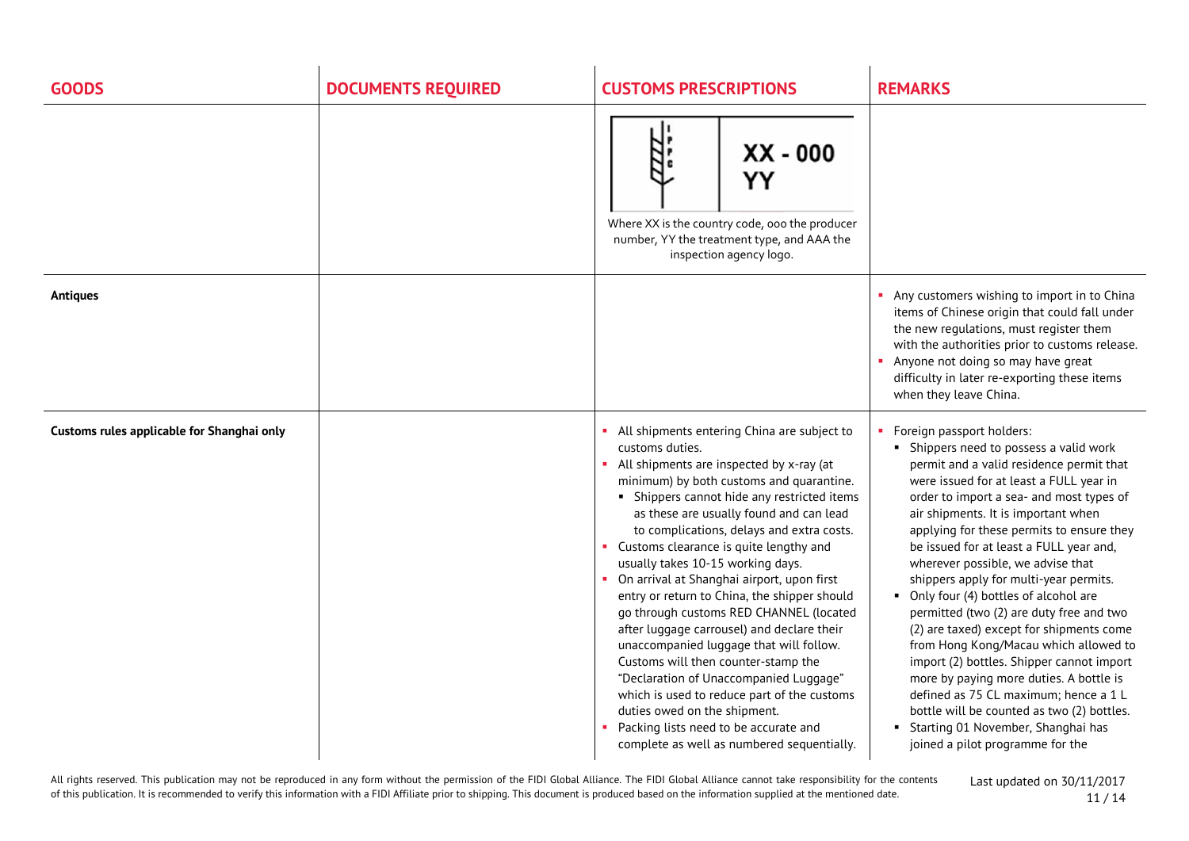| GOODS | DOCUMENTS REQUIRED | CUSTOMS PRESCRIPTIONS | REMARKS |
|---|---|---|---|
| | | XX - 000 YY<br><br>Where XX is the country code, ooo the producer number, YY the treatment type, and AAA the inspection agency logo. | |
| **Antiques** | | | ▪ Any customers wishing to import in to China items of Chinese origin that could fall under the new regulations, must register them with the authorities prior to customs release.<br>▪ Anyone not doing so may have great difficulty in later re-exporting these items when they leave China. |
| **Customs rules applicable for Shanghai only** | | ▪ All shipments entering China are subject to customs duties.<br>▪ All shipments are inspected by x-ray (at minimum) by both customs and quarantine.<br>&nbsp;&nbsp;▪ Shippers cannot hide any restricted items as these are usually found and can lead to complications, delays and extra costs.<br>▪ Customs clearance is quite lengthy and usually takes 10-15 working days.<br>▪ On arrival at Shanghai airport, upon first entry or return to China, the shipper should go through customs RED CHANNEL (located after luggage carrousel) and declare their unaccompanied luggage that will follow. Customs will then counter-stamp the "Declaration of Unaccompanied Luggage" which is used to reduce part of the customs duties owed on the shipment.<br>▪ Packing lists need to be accurate and complete as well as numbered sequentially. | ▪ Foreign passport holders:<br>&nbsp;&nbsp;▪ Shippers need to possess a valid work permit and a valid residence permit that were issued for at least a FULL year in order to import a sea- and most types of air shipments. It is important when applying for these permits to ensure they be issued for at least a FULL year and, wherever possible, we advise that shippers apply for multi-year permits.<br>&nbsp;&nbsp;▪ Only four (4) bottles of alcohol are permitted (two (2) are duty free and two (2) are taxed) except for shipments come from Hong Kong/Macau which allowed to import (2) bottles. Shipper cannot import more by paying more duties. A bottle is defined as 75 CL maximum; hence a 1 L bottle will be counted as two (2) bottles.<br>&nbsp;&nbsp;▪ Starting 01 November, Shanghai has joined a pilot programme for the |

All rights reserved. This publication may not be reproduced in any form without the permission of the FIDI Global Alliance. The FIDI Global Alliance cannot take responsibility for the contents of this publication. It is recommended to verify this information with a FIDI Affiliate prior to shipping. This document is produced based on the information supplied at the mentioned date.

Last updated on 30/11/2017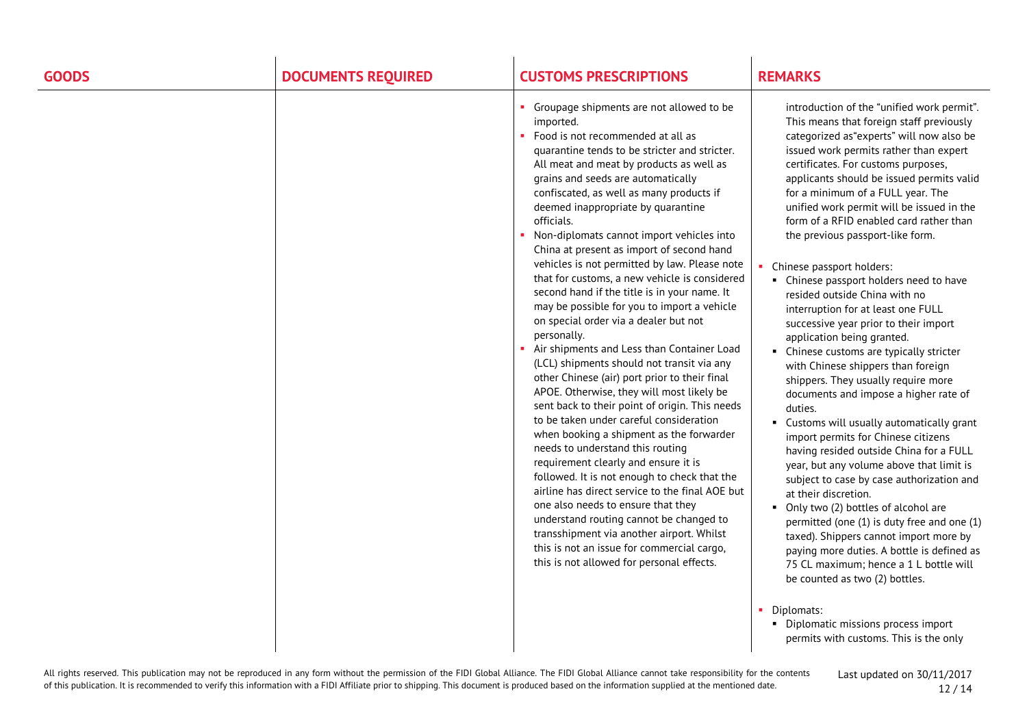| GOODS | DOCUMENTS REQUIRED | CUSTOMS PRESCRIPTIONS | REMARKS |
|---|---|---|---|
| | | ▪ Groupage shipments are not allowed to be imported.<br>▪ Food is not recommended at all as quarantine tends to be stricter and stricter. All meat and meat by products as well as grains and seeds are automatically confiscated, as well as many products if deemed inappropriate by quarantine officials.<br>▪ Non-diplomats cannot import vehicles into China at present as import of second hand vehicles is not permitted by law. Please note that for customs, a new vehicle is considered second hand if the title is in your name. It may be possible for you to import a vehicle on special order via a dealer but not personally.<br>▪ Air shipments and Less than Container Load (LCL) shipments should not transit via any other Chinese (air) port prior to their final APOE. Otherwise, they will most likely be sent back to their point of origin. This needs to be taken under careful consideration when booking a shipment as the forwarder needs to understand this routing requirement clearly and ensure it is followed. It is not enough to check that the airline has direct service to the final AOE but one also needs to ensure that they understand routing cannot be changed to transshipment via another airport. Whilst this is not an issue for commercial cargo, this is not allowed for personal effects. | introduction of the "unified work permit". This means that foreign staff previously categorized as"experts" will now also be issued work permits rather than expert certificates. For customs purposes, applicants should be issued permits valid for a minimum of a FULL year. The unified work permit will be issued in the form of a RFID enabled card rather than the previous passport-like form.<br><br>▪ Chinese passport holders:<br>&nbsp;&nbsp;▪ Chinese passport holders need to have resided outside China with no interruption for at least one FULL successive year prior to their import application being granted.<br>&nbsp;&nbsp;▪ Chinese customs are typically stricter with Chinese shippers than foreign shippers. They usually require more documents and impose a higher rate of duties.<br>&nbsp;&nbsp;▪ Customs will usually automatically grant import permits for Chinese citizens having resided outside China for a FULL year, but any volume above that limit is subject to case by case authorization and at their discretion.<br>&nbsp;&nbsp;▪ Only two (2) bottles of alcohol are permitted (one (1) is duty free and one (1) taxed). Shippers cannot import more by paying more duties. A bottle is defined as 75 CL maximum; hence a 1 L bottle will be counted as two (2) bottles.<br><br>▪ Diplomats:<br>&nbsp;&nbsp;▪ Diplomatic missions process import permits with customs. This is the only |

All rights reserved. This publication may not be reproduced in any form without the permission of the FIDI Global Alliance. The FIDI Global Alliance cannot take responsibility for the contents of this publication. It is recommended to verify this information with a FIDI Affiliate prior to shipping. This document is produced based on the information supplied at the mentioned date.

Last updated on 30/11/2017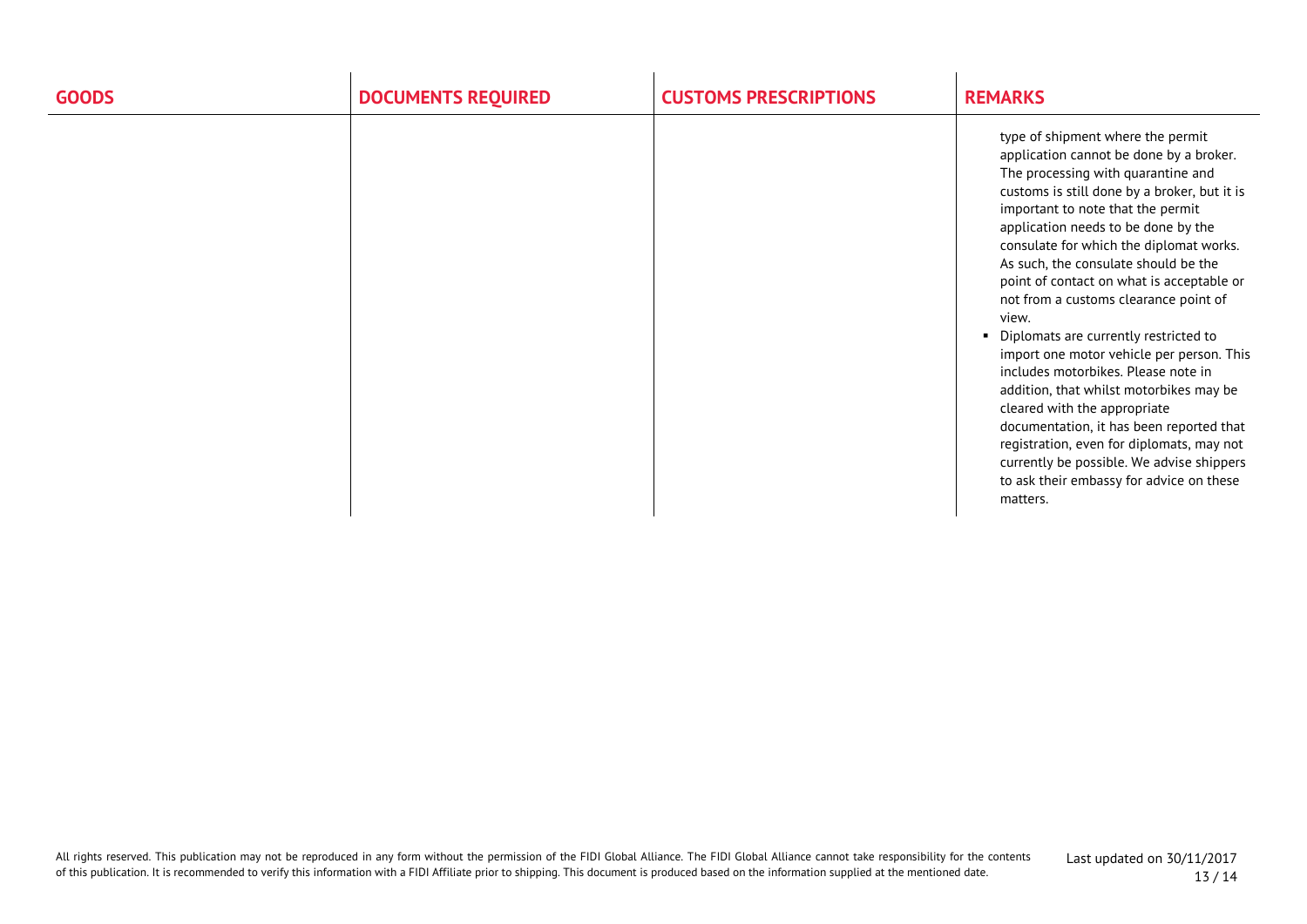| GOODS | DOCUMENTS REQUIRED | CUSTOMS PRESCRIPTIONS | REMARKS |
|---|---|---|---|
| | | | type of shipment where the permit application cannot be done by a broker. The processing with quarantine and customs is still done by a broker, but it is important to note that the permit application needs to be done by the consulate for which the diplomat works. As such, the consulate should be the point of contact on what is acceptable or not from a customs clearance point of view.<br>▪ Diplomats are currently restricted to import one motor vehicle per person. This includes motorbikes. Please note in addition, that whilst motorbikes may be cleared with the appropriate documentation, it has been reported that registration, even for diplomats, may not currently be possible. We advise shippers to ask their embassy for advice on these matters. |

All rights reserved. This publication may not be reproduced in any form without the permission of the FIDI Global Alliance. The FIDI Global Alliance cannot take responsibility for the contents of this publication. It is recommended to verify this information with a FIDI Affiliate prior to shipping. This document is produced based on the information supplied at the mentioned date.

Last updated on 30/11/2017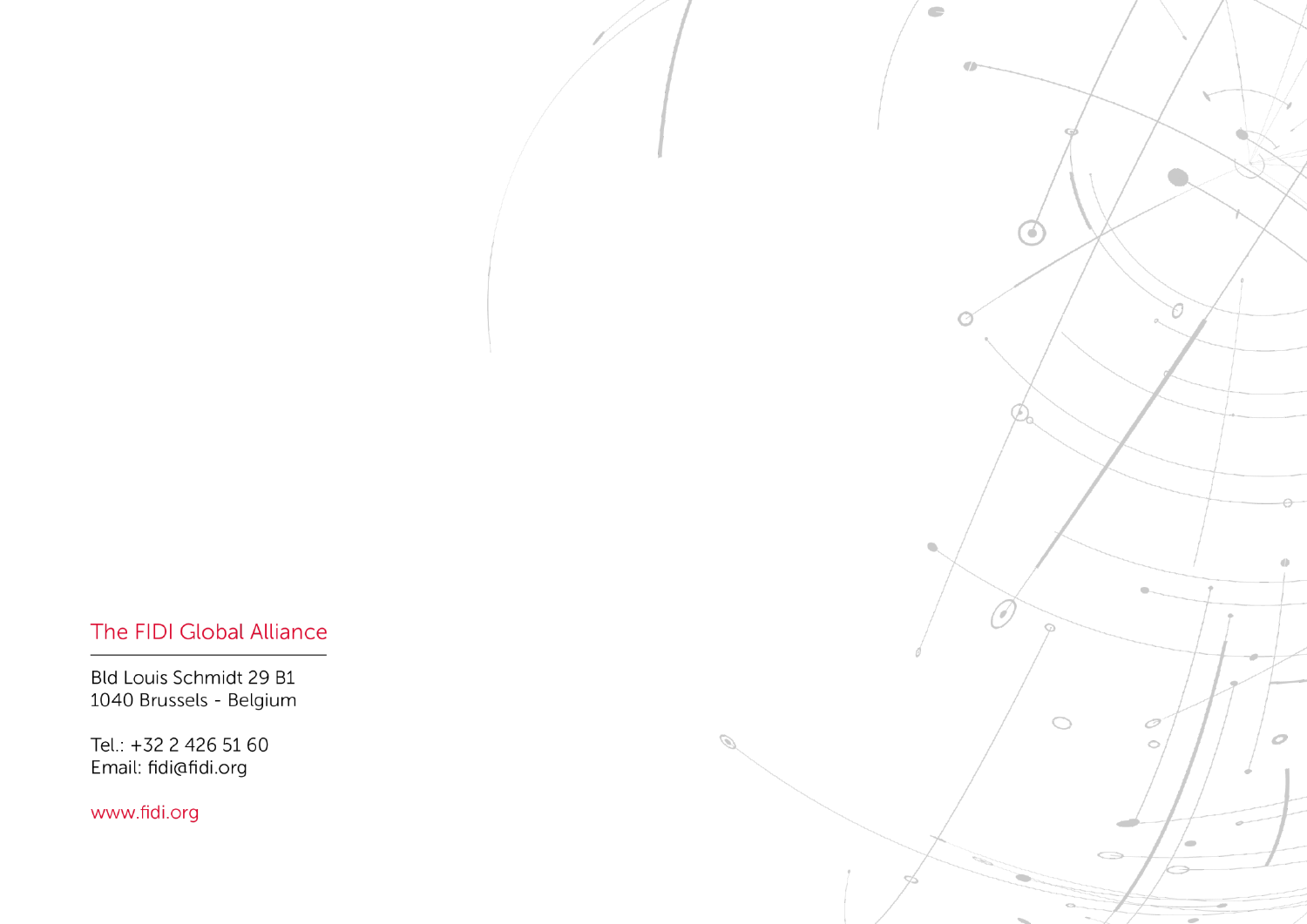The FIDI Global Alliance

Bld Louis Schmidt 29 B1
1040 Brussels - Belgium

Tel.: +32 2 426 51 60
Email: fidi@fidi.org

www.fidi.org